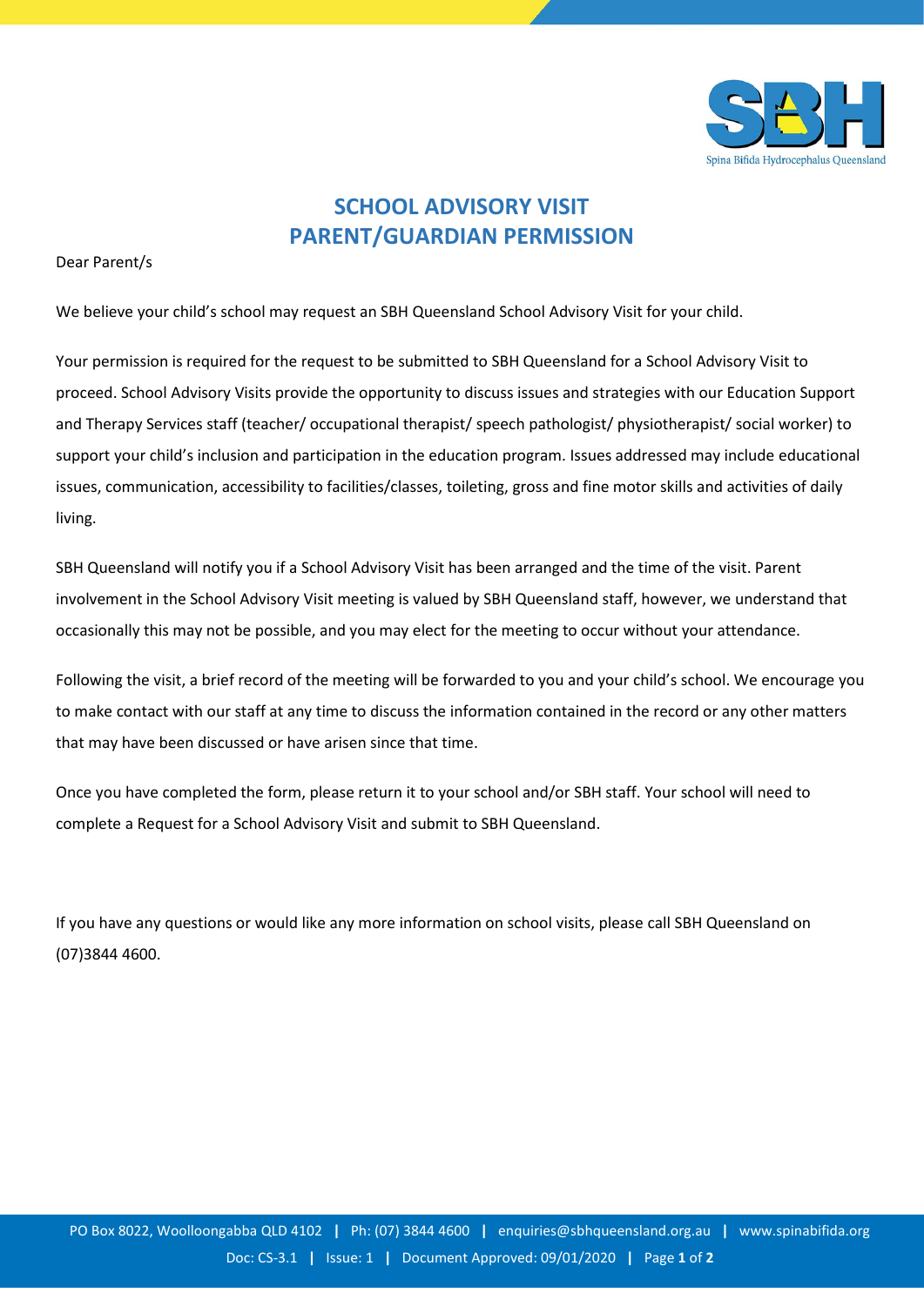# SCHOOL ADVISORY VISIT
# PARENT/GUARDIAN PERMISSION

Dear Parent/s

We believe your child's school may request an SBH Queensland School Advisory Visit for your child.

Your permission is required for the request to be submitted to SBH Queensland for a School Advisory Visit to proceed. School Advisory Visits provide the opportunity to discuss issues and strategies with our Education Support and Therapy Services staff (teacher/ occupational therapist/ speech pathologist/ physiotherapist/ social worker) to support your child's inclusion and participation in the education program. Issues addressed may include educational issues, communication, accessibility to facilities/classes, toileting, gross and fine motor skills and activities of daily living.

SBH Queensland will notify you if a School Advisory Visit has been arranged and the time of the visit. Parent involvement in the School Advisory Visit meeting is valued by SBH Queensland staff, however, we understand that occasionally this may not be possible, and you may elect for the meeting to occur without your attendance.

Following the visit, a brief record of the meeting will be forwarded to you and your child's school. We encourage you to make contact with our staff at any time to discuss the information contained in the record or any other matters that may have been discussed or have arisen since that time.

Once you have completed the form, please return it to your school and/or SBH staff. Your school will need to complete a Request for a School Advisory Visit and submit to SBH Queensland.

If you have any questions or would like any more information on school visits, please call SBH Queensland on (07)3844 4600.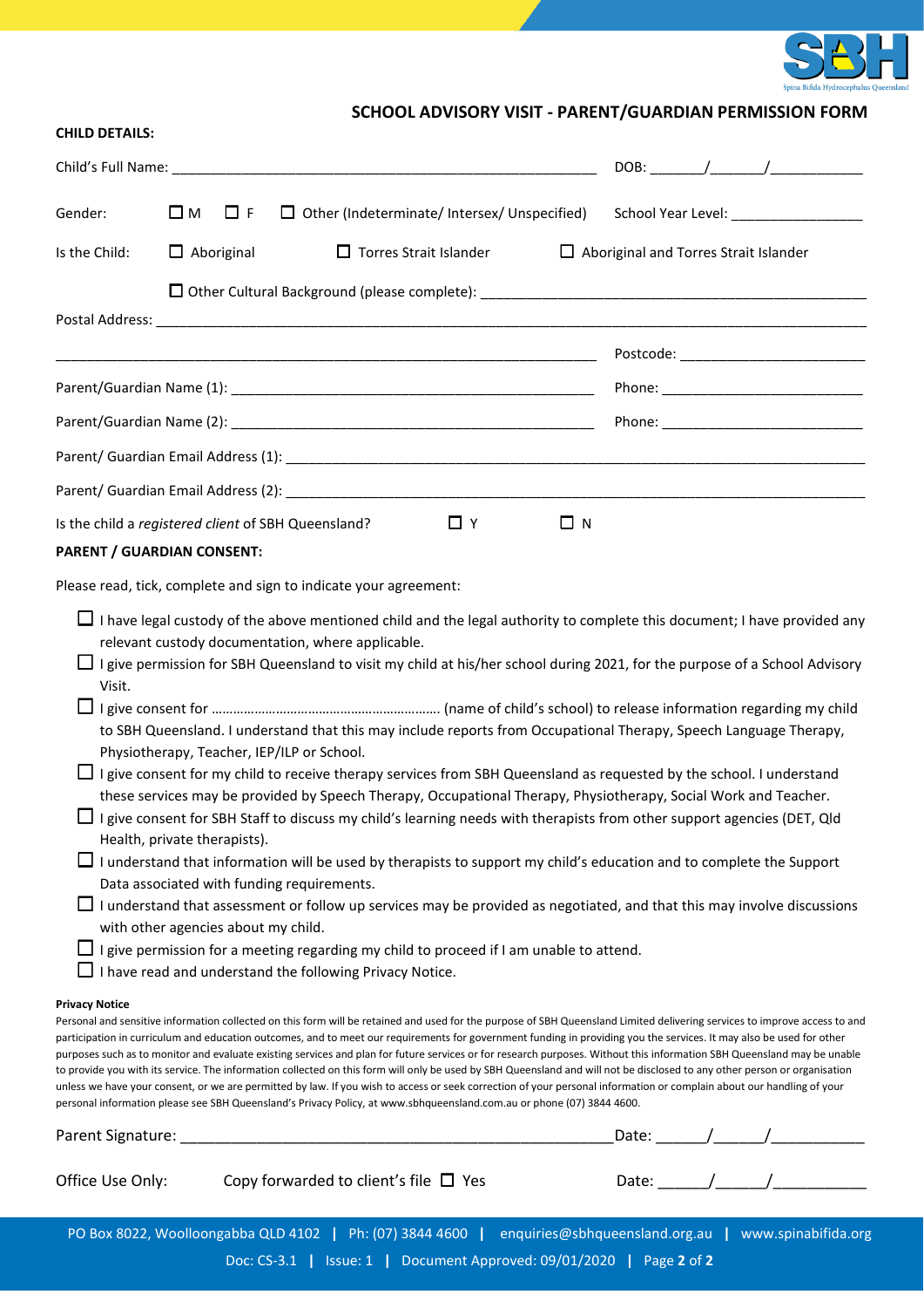## SCHOOL ADVISORY VISIT - PARENT/GUARDIAN PERMISSION FORM

**CHILD DETAILS:**

Child's Full Name: ______________________________________________________ DOB: _______/_______/___________

Gender: ☐ M ☐ F ☐ Other (Indeterminate/ Intersex/ Unspecified) School Year Level: _________________

Is the Child: ☐ Aboriginal ☐ Torres Strait Islander ☐ Aboriginal and Torres Strait Islander

☐ Other Cultural Background (please complete): ___________________________________________________

Postal Address: ______________________________________________________________________________________

______________________________________________________________________ Postcode: ________________________

Parent/Guardian Name (1): _______________________________________________ Phone: __________________________

Parent/Guardian Name (2): _______________________________________________ Phone: __________________________

Parent/ Guardian Email Address (1): ___________________________________________________________________________

Parent/ Guardian Email Address (2): ___________________________________________________________________________

Is the child a *registered client* of SBH Queensland? ☐ Y ☐ N

**PARENT / GUARDIAN CONSENT:**

Please read, tick, complete and sign to indicate your agreement:

- ☐ I have legal custody of the above mentioned child and the legal authority to complete this document; I have provided any relevant custody documentation, where applicable.
- ☐ I give permission for SBH Queensland to visit my child at his/her school during 2021, for the purpose of a School Advisory Visit.
- ☐ I give consent for ………………………………………………………. (name of child's school) to release information regarding my child to SBH Queensland. I understand that this may include reports from Occupational Therapy, Speech Language Therapy, Physiotherapy, Teacher, IEP/ILP or School.
- ☐ I give consent for my child to receive therapy services from SBH Queensland as requested by the school. I understand these services may be provided by Speech Therapy, Occupational Therapy, Physiotherapy, Social Work and Teacher.
- ☐ I give consent for SBH Staff to discuss my child's learning needs with therapists from other support agencies (DET, Qld Health, private therapists).
- ☐ I understand that information will be used by therapists to support my child's education and to complete the Support Data associated with funding requirements.
- ☐ I understand that assessment or follow up services may be provided as negotiated, and that this may involve discussions with other agencies about my child.
- ☐ I give permission for a meeting regarding my child to proceed if I am unable to attend.
- ☐ I have read and understand the following Privacy Notice.

**Privacy Notice**

Personal and sensitive information collected on this form will be retained and used for the purpose of SBH Queensland Limited delivering services to improve access to and participation in curriculum and education outcomes, and to meet our requirements for government funding in providing you the services. It may also be used for other purposes such as to monitor and evaluate existing services and plan for future services or for research purposes. Without this information SBH Queensland may be unable to provide you with its service. The information collected on this form will only be used by SBH Queensland and will not be disclosed to any other person or organisation unless we have your consent, or we are permitted by law. If you wish to access or seek correction of your personal information or complain about our handling of your personal information please see SBH Queensland's Privacy Policy, at www.sbhqueensland.com.au or phone (07) 3844 4600.

Parent Signature: ____________________________________________________Date: ______/______/___________

Office Use Only: Copy forwarded to client's file ☐ Yes Date: ______/______/___________

PO Box 8022, Woolloongabba QLD 4102 | Ph: (07) 3844 4600 | enquiries@sbhqueensland.org.au | www.spinabifida.org

Doc: CS-3.1 | Issue: 1 | Document Approved: 09/01/2020